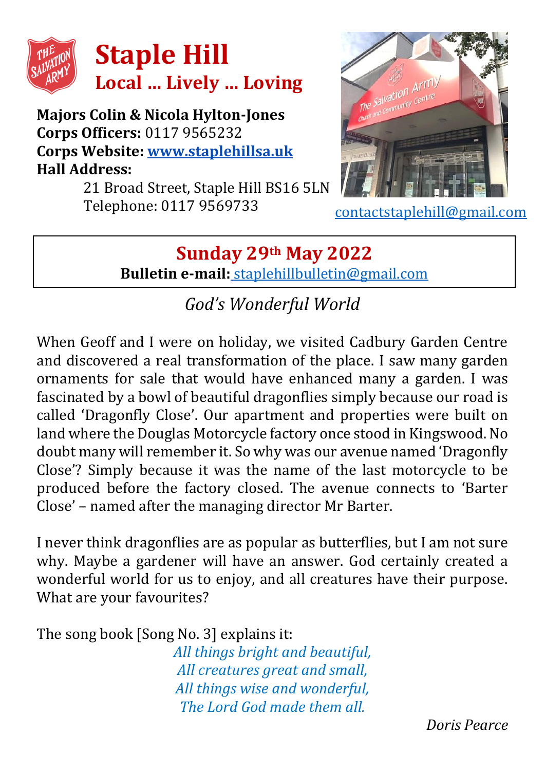# Staple Hill

## Local ... Lively ... Loving

**Majors Colin & Nicola Hylton-Jones**
**Corps Officers:** 0117 9565232
**Corps Website:** **[www.staplehillsa.uk](http://www.staplehillsa.uk)**
**Hall Address:**
21 Broad Street, Staple Hill BS16 5LN
Telephone: 0117 9569733

contactstaplehill@gmail.com

## Sunday 29th May 2022

**Bulletin e-mail:** staplehillbulletin@gmail.com

### *God's Wonderful World*

When Geoff and I were on holiday, we visited Cadbury Garden Centre and discovered a real transformation of the place. I saw many garden ornaments for sale that would have enhanced many a garden. I was fascinated by a bowl of beautiful dragonflies simply because our road is called 'Dragonfly Close'. Our apartment and properties were built on land where the Douglas Motorcycle factory once stood in Kingswood. No doubt many will remember it. So why was our avenue named 'Dragonfly Close'? Simply because it was the name of the last motorcycle to be produced before the factory closed. The avenue connects to 'Barter Close' – named after the managing director Mr Barter.

I never think dragonflies are as popular as butterflies, but I am not sure why. Maybe a gardener will have an answer. God certainly created a wonderful world for us to enjoy, and all creatures have their purpose. What are your favourites?

The song book [Song No. 3] explains it:

*All things bright and beautiful,*
*All creatures great and small,*
*All things wise and wonderful,*
*The Lord God made them all.*

*Doris Pearce*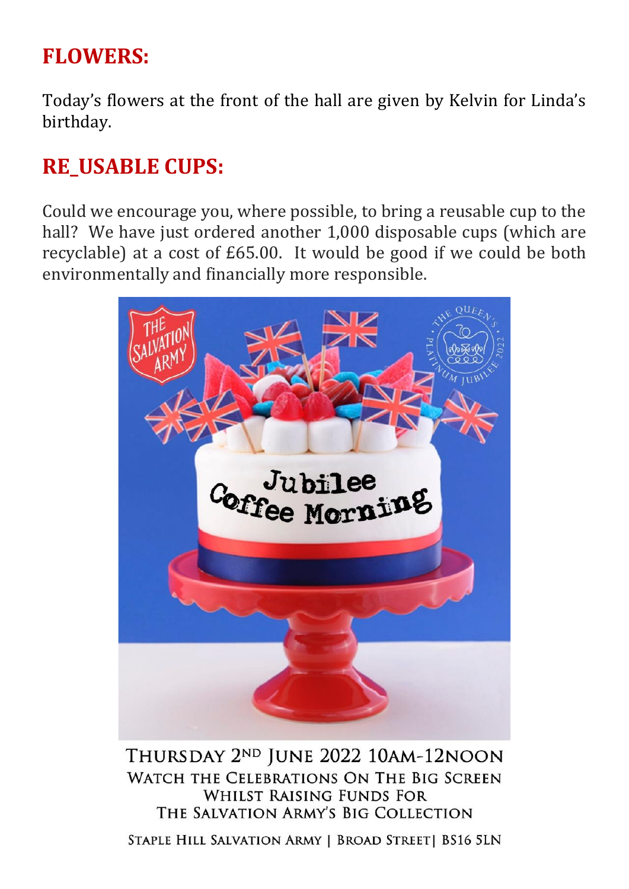## FLOWERS:

Today's flowers at the front of the hall are given by Kelvin for Linda's birthday.

## RE_USABLE CUPS:

Could we encourage you, where possible, to bring a reusable cup to the hall? We have just ordered another 1,000 disposable cups (which are recyclable) at a cost of £65.00. It would be good if we could be both environmentally and financially more responsible.

THE SALVATION ARMY

THE QUEEN'S PLATINUM JUBILEE 2022

Jubilee Coffee Morning

THURSDAY 2ND JUNE 2022 10AM-12NOON
WATCH THE CELEBRATIONS ON THE BIG SCREEN
WHILST RAISING FUNDS FOR
THE SALVATION ARMY'S BIG COLLECTION

STAPLE HILL SALVATION ARMY | BROAD STREET| BS16 5LN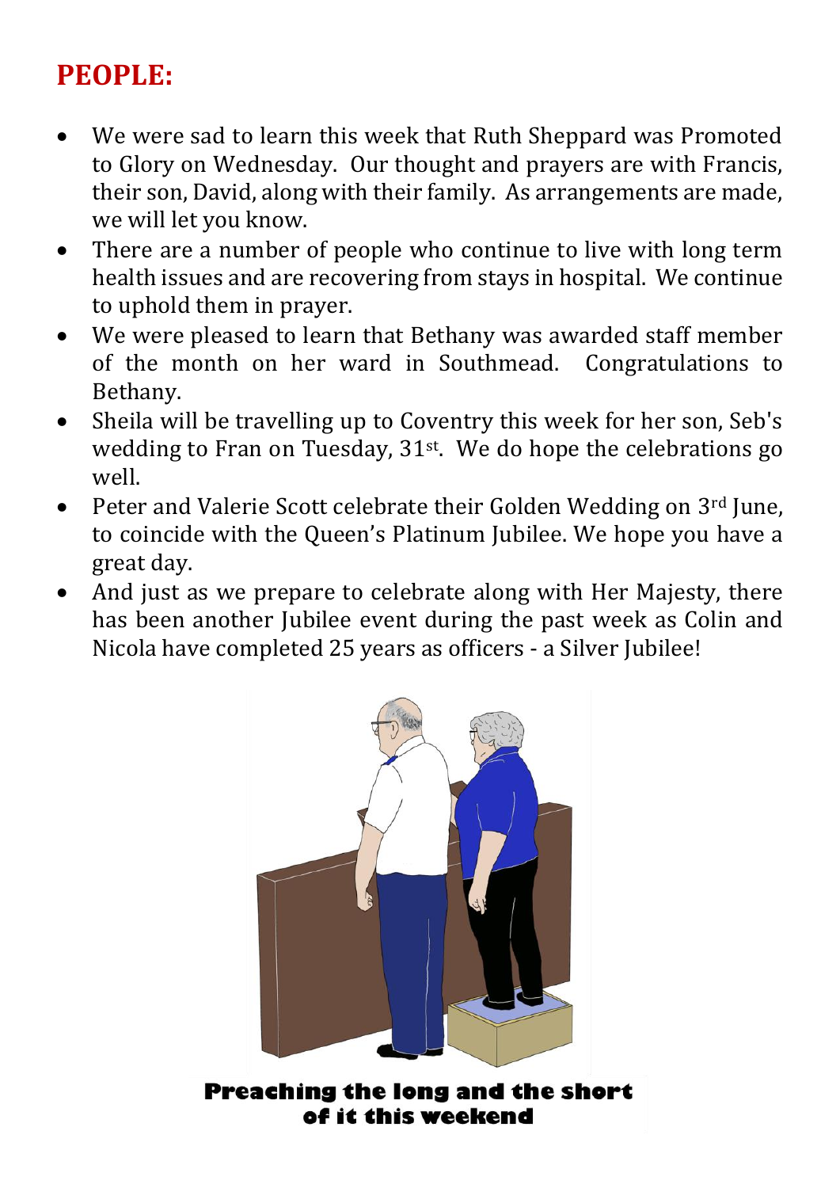## PEOPLE:

- We were sad to learn this week that Ruth Sheppard was Promoted to Glory on Wednesday. Our thought and prayers are with Francis, their son, David, along with their family. As arrangements are made, we will let you know.
- There are a number of people who continue to live with long term health issues and are recovering from stays in hospital. We continue to uphold them in prayer.
- We were pleased to learn that Bethany was awarded staff member of the month on her ward in Southmead. Congratulations to Bethany.
- Sheila will be travelling up to Coventry this week for her son, Seb's wedding to Fran on Tuesday, 31st. We do hope the celebrations go well.
- Peter and Valerie Scott celebrate their Golden Wedding on 3rd June, to coincide with the Queen's Platinum Jubilee. We hope you have a great day.
- And just as we prepare to celebrate along with Her Majesty, there has been another Jubilee event during the past week as Colin and Nicola have completed 25 years as officers - a Silver Jubilee!

**Preaching the long and the short of it this weekend**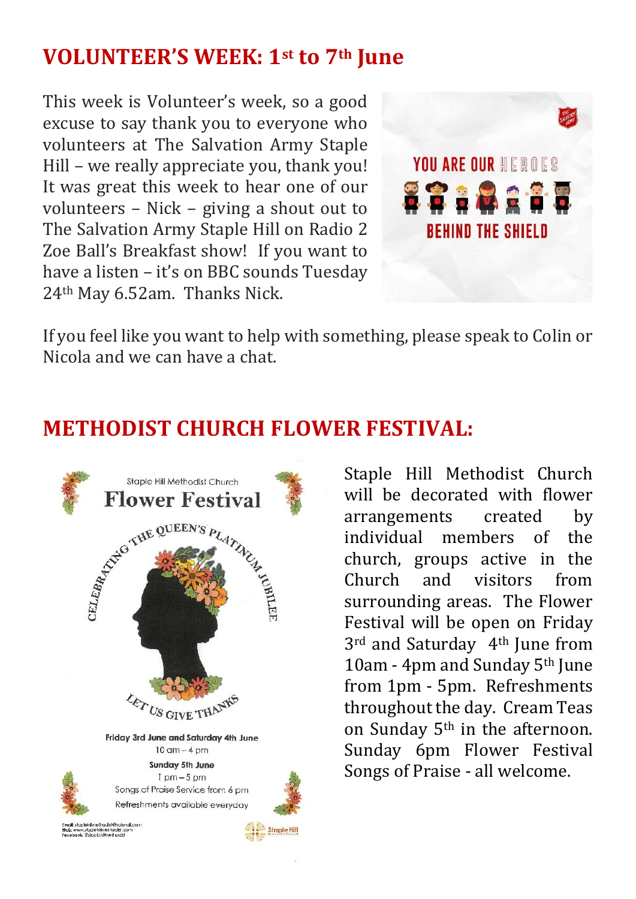## VOLUNTEER'S WEEK: 1st to 7th June

This week is Volunteer's week, so a good excuse to say thank you to everyone who volunteers at The Salvation Army Staple Hill – we really appreciate you, thank you! It was great this week to hear one of our volunteers – Nick – giving a shout out to The Salvation Army Staple Hill on Radio 2 Zoe Ball's Breakfast show! If you want to have a listen – it's on BBC sounds Tuesday 24th May 6.52am. Thanks Nick.

YOU ARE OUR HEROES BEHIND THE SHIELD

If you feel like you want to help with something, please speak to Colin or Nicola and we can have a chat.

## METHODIST CHURCH FLOWER FESTIVAL:

Staple Hill Methodist Church
**Flower Festival**
CELEBRATING THE QUEEN'S PLATINUM JUBILEE
LET US GIVE THANKS
**Friday 3rd June and Saturday 4th June**
10 am – 4 pm
**Sunday 5th June**
1 pm – 5 pm
Songs of Praise Service from 6 pm
Refreshments available everyday

Staple Hill Methodist Church will be decorated with flower arrangements created by individual members of the church, groups active in the Church and visitors from surrounding areas. The Flower Festival will be open on Friday 3rd and Saturday 4th June from 10am - 4pm and Sunday 5th June from 1pm - 5pm. Refreshments throughout the day. Cream Teas on Sunday 5th in the afternoon. Sunday 6pm Flower Festival Songs of Praise - all welcome.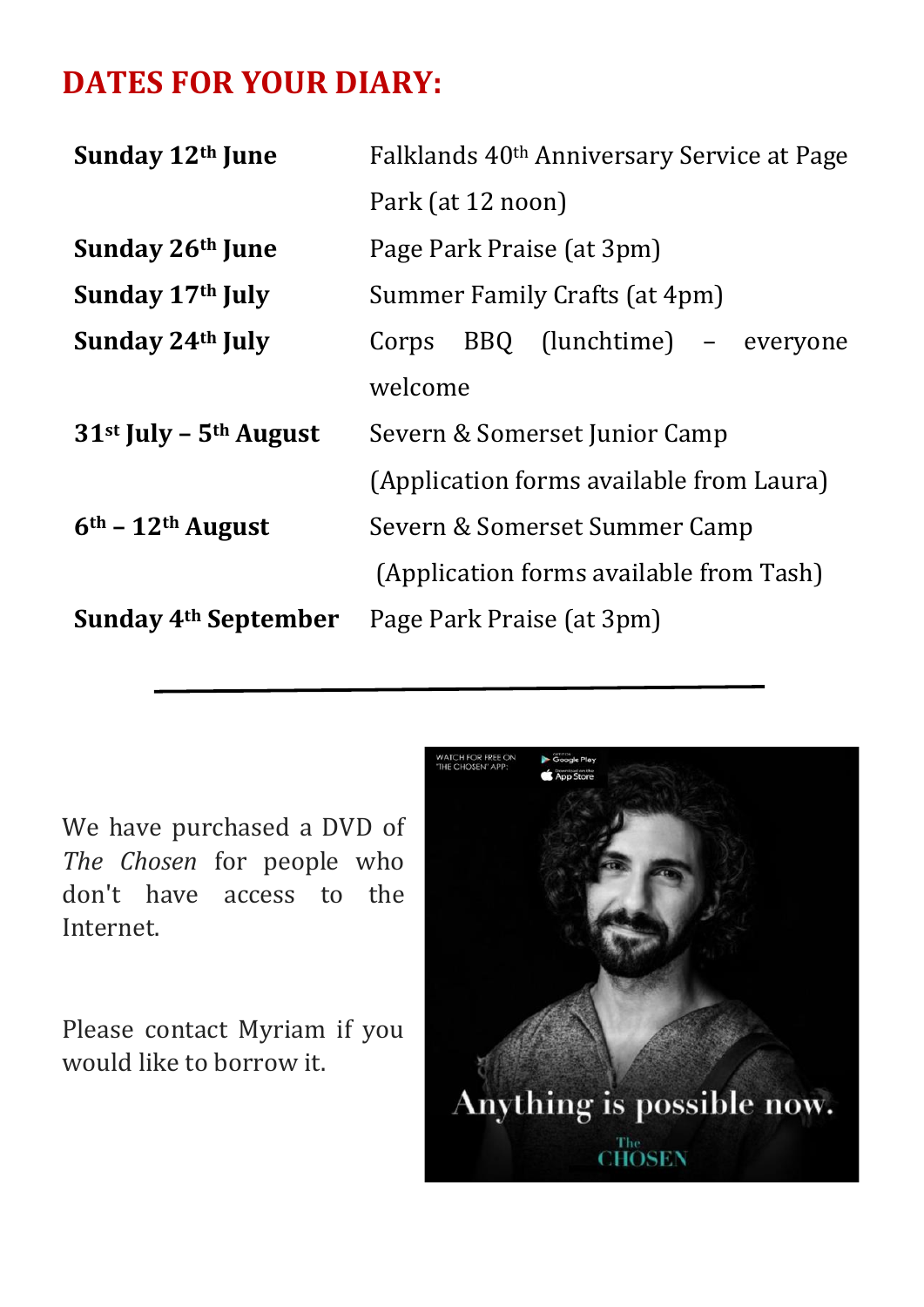## DATES FOR YOUR DIARY:

| | |
|---|---|
| **Sunday 12th June** | Falklands 40th Anniversary Service at Page Park (at 12 noon) |
| **Sunday 26th June** | Page Park Praise (at 3pm) |
| **Sunday 17th July** | Summer Family Crafts (at 4pm) |
| **Sunday 24th July** | Corps BBQ (lunchtime) – everyone welcome |
| **31st July – 5th August** | Severn & Somerset Junior Camp (Application forms available from Laura) |
| **6th – 12th August** | Severn & Somerset Summer Camp (Application forms available from Tash) |
| **Sunday 4th September** | Page Park Praise (at 3pm) |

---

We have purchased a DVD of *The Chosen* for people who don't have access to the Internet.

Please contact Myriam if you would like to borrow it.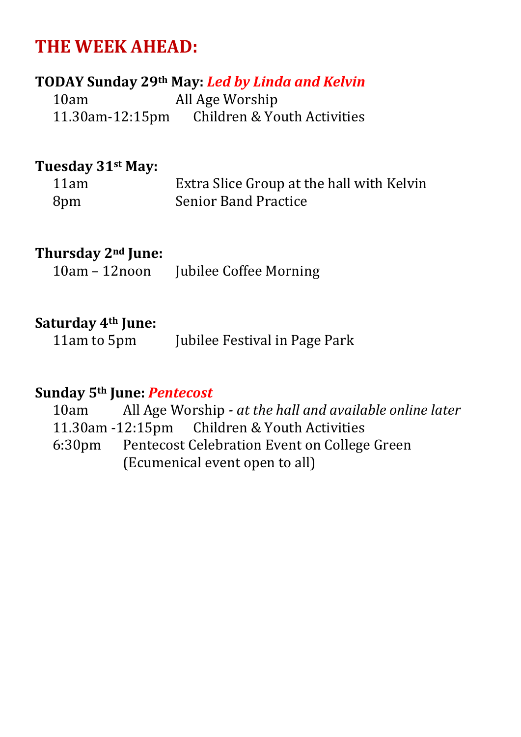# THE WEEK AHEAD:

**TODAY Sunday 29th May:** ***Led by Linda and Kelvin***

10am All Age Worship
11.30am-12:15pm Children & Youth Activities

**Tuesday 31st May:**

11am Extra Slice Group at the hall with Kelvin
8pm Senior Band Practice

**Thursday 2nd June:**

10am – 12noon Jubilee Coffee Morning

**Saturday 4th June:**

11am to 5pm Jubilee Festival in Page Park

**Sunday 5th June:** ***Pentecost***

10am All Age Worship - *at the hall and available online later*
11.30am -12:15pm Children & Youth Activities
6:30pm Pentecost Celebration Event on College Green
(Ecumenical event open to all)